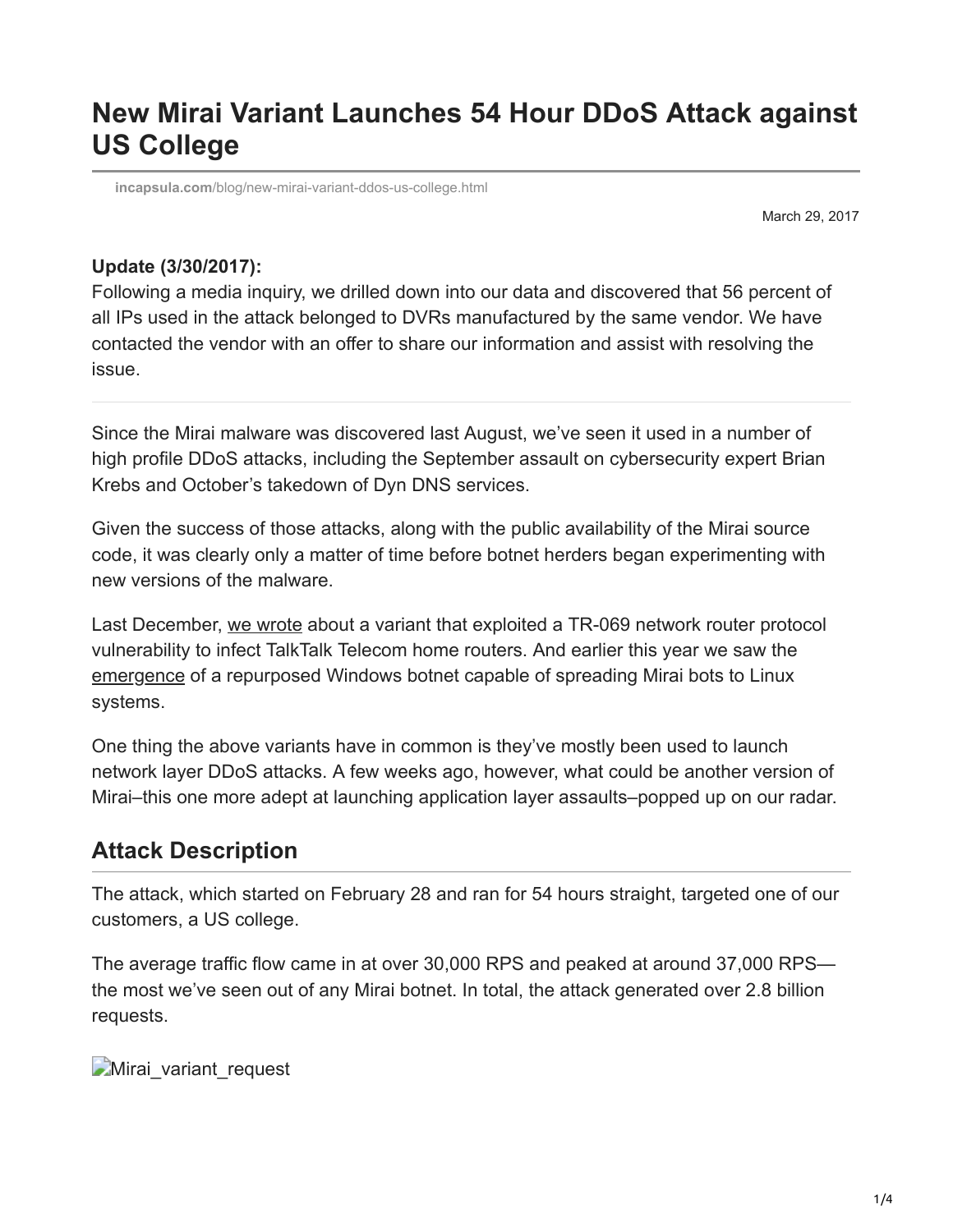# New Mirai Variant Launches 54 Hour DDoS Attack against US College

incapsula.com/blog/new-mirai-variant-ddos-us-college.html

March 29, 2017

**Update (3/30/2017):**
Following a media inquiry, we drilled down into our data and discovered that 56 percent of all IPs used in the attack belonged to DVRs manufactured by the same vendor. We have contacted the vendor with an offer to share our information and assist with resolving the issue.

---

Since the Mirai malware was discovered last August, we've seen it used in a number of high profile DDoS attacks, including the September assault on cybersecurity expert Brian Krebs and October's takedown of Dyn DNS services.

Given the success of those attacks, along with the public availability of the Mirai source code, it was clearly only a matter of time before botnet herders began experimenting with new versions of the malware.

Last December, we wrote about a variant that exploited a TR-069 network router protocol vulnerability to infect TalkTalk Telecom home routers. And earlier this year we saw the emergence of a repurposed Windows botnet capable of spreading Mirai bots to Linux systems.

One thing the above variants have in common is they've mostly been used to launch network layer DDoS attacks. A few weeks ago, however, what could be another version of Mirai–this one more adept at launching application layer assaults–popped up on our radar.

## Attack Description

The attack, which started on February 28 and ran for 54 hours straight, targeted one of our customers, a US college.

The average traffic flow came in at over 30,000 RPS and peaked at around 37,000 RPS—the most we've seen out of any Mirai botnet. In total, the attack generated over 2.8 billion requests.

Mirai_variant_request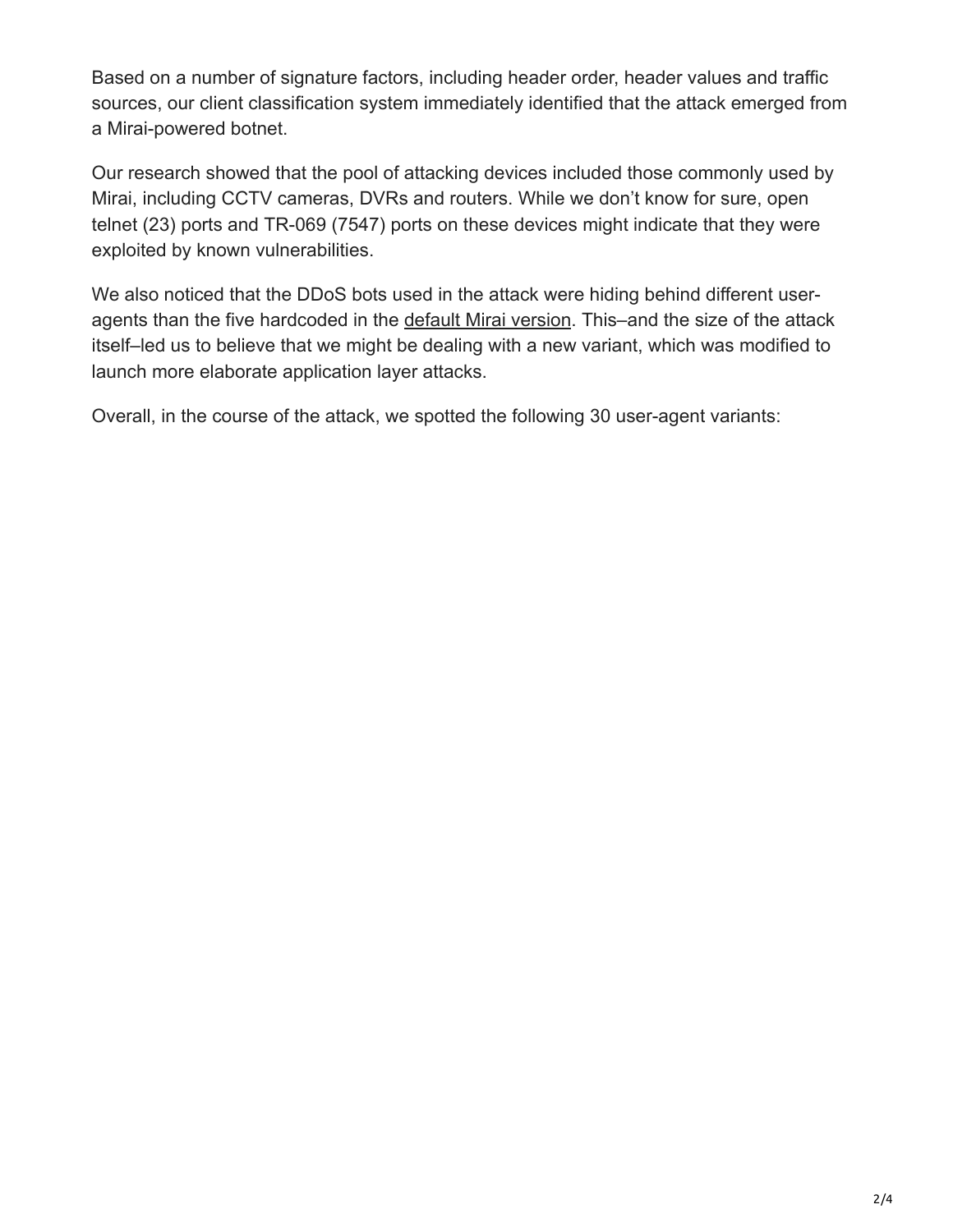Based on a number of signature factors, including header order, header values and traffic sources, our client classification system immediately identified that the attack emerged from a Mirai-powered botnet.

Our research showed that the pool of attacking devices included those commonly used by Mirai, including CCTV cameras, DVRs and routers. While we don't know for sure, open telnet (23) ports and TR-069 (7547) ports on these devices might indicate that they were exploited by known vulnerabilities.

We also noticed that the DDoS bots used in the attack were hiding behind different user-agents than the five hardcoded in the default Mirai version. This–and the size of the attack itself–led us to believe that we might be dealing with a new variant, which was modified to launch more elaborate application layer attacks.

Overall, in the course of the attack, we spotted the following 30 user-agent variants: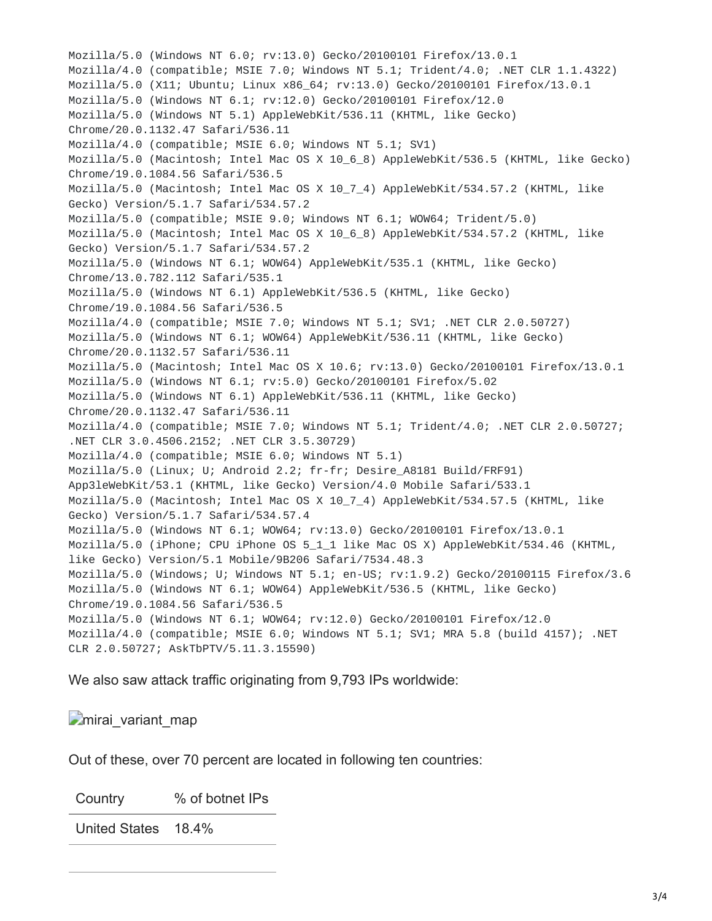```
Mozilla/5.0 (Windows NT 6.0; rv:13.0) Gecko/20100101 Firefox/13.0.1
Mozilla/4.0 (compatible; MSIE 7.0; Windows NT 5.1; Trident/4.0; .NET CLR 1.1.4322)
Mozilla/5.0 (X11; Ubuntu; Linux x86_64; rv:13.0) Gecko/20100101 Firefox/13.0.1
Mozilla/5.0 (Windows NT 6.1; rv:12.0) Gecko/20100101 Firefox/12.0
Mozilla/5.0 (Windows NT 5.1) AppleWebKit/536.11 (KHTML, like Gecko)
Chrome/20.0.1132.47 Safari/536.11
Mozilla/4.0 (compatible; MSIE 6.0; Windows NT 5.1; SV1)
Mozilla/5.0 (Macintosh; Intel Mac OS X 10_6_8) AppleWebKit/536.5 (KHTML, like Gecko)
Chrome/19.0.1084.56 Safari/536.5
Mozilla/5.0 (Macintosh; Intel Mac OS X 10_7_4) AppleWebKit/534.57.2 (KHTML, like
Gecko) Version/5.1.7 Safari/534.57.2
Mozilla/5.0 (compatible; MSIE 9.0; Windows NT 6.1; WOW64; Trident/5.0)
Mozilla/5.0 (Macintosh; Intel Mac OS X 10_6_8) AppleWebKit/534.57.2 (KHTML, like
Gecko) Version/5.1.7 Safari/534.57.2
Mozilla/5.0 (Windows NT 6.1; WOW64) AppleWebKit/535.1 (KHTML, like Gecko)
Chrome/13.0.782.112 Safari/535.1
Mozilla/5.0 (Windows NT 6.1) AppleWebKit/536.5 (KHTML, like Gecko)
Chrome/19.0.1084.56 Safari/536.5
Mozilla/4.0 (compatible; MSIE 7.0; Windows NT 5.1; SV1; .NET CLR 2.0.50727)
Mozilla/5.0 (Windows NT 6.1; WOW64) AppleWebKit/536.11 (KHTML, like Gecko)
Chrome/20.0.1132.57 Safari/536.11
Mozilla/5.0 (Macintosh; Intel Mac OS X 10.6; rv:13.0) Gecko/20100101 Firefox/13.0.1
Mozilla/5.0 (Windows NT 6.1; rv:5.0) Gecko/20100101 Firefox/5.02
Mozilla/5.0 (Windows NT 6.1) AppleWebKit/536.11 (KHTML, like Gecko)
Chrome/20.0.1132.47 Safari/536.11
Mozilla/4.0 (compatible; MSIE 7.0; Windows NT 5.1; Trident/4.0; .NET CLR 2.0.50727;
.NET CLR 3.0.4506.2152; .NET CLR 3.5.30729)
Mozilla/4.0 (compatible; MSIE 6.0; Windows NT 5.1)
Mozilla/5.0 (Linux; U; Android 2.2; fr-fr; Desire_A8181 Build/FRF91)
App3leWebKit/53.1 (KHTML, like Gecko) Version/4.0 Mobile Safari/533.1
Mozilla/5.0 (Macintosh; Intel Mac OS X 10_7_4) AppleWebKit/534.57.5 (KHTML, like
Gecko) Version/5.1.7 Safari/534.57.4
Mozilla/5.0 (Windows NT 6.1; WOW64; rv:13.0) Gecko/20100101 Firefox/13.0.1
Mozilla/5.0 (iPhone; CPU iPhone OS 5_1_1 like Mac OS X) AppleWebKit/534.46 (KHTML,
like Gecko) Version/5.1 Mobile/9B206 Safari/7534.48.3
Mozilla/5.0 (Windows; U; Windows NT 5.1; en-US; rv:1.9.2) Gecko/20100115 Firefox/3.6
Mozilla/5.0 (Windows NT 6.1; WOW64) AppleWebKit/536.5 (KHTML, like Gecko)
Chrome/19.0.1084.56 Safari/536.5
Mozilla/5.0 (Windows NT 6.1; WOW64; rv:12.0) Gecko/20100101 Firefox/12.0
Mozilla/4.0 (compatible; MSIE 6.0; Windows NT 5.1; SV1; MRA 5.8 (build 4157); .NET
CLR 2.0.50727; AskTbPTV/5.11.3.15590)
```

We also saw attack traffic originating from 9,793 IPs worldwide:

mirai_variant_map

Out of these, over 70 percent are located in following ten countries:

| Country | % of botnet IPs |
| --- | --- |
| United States | 18.4% |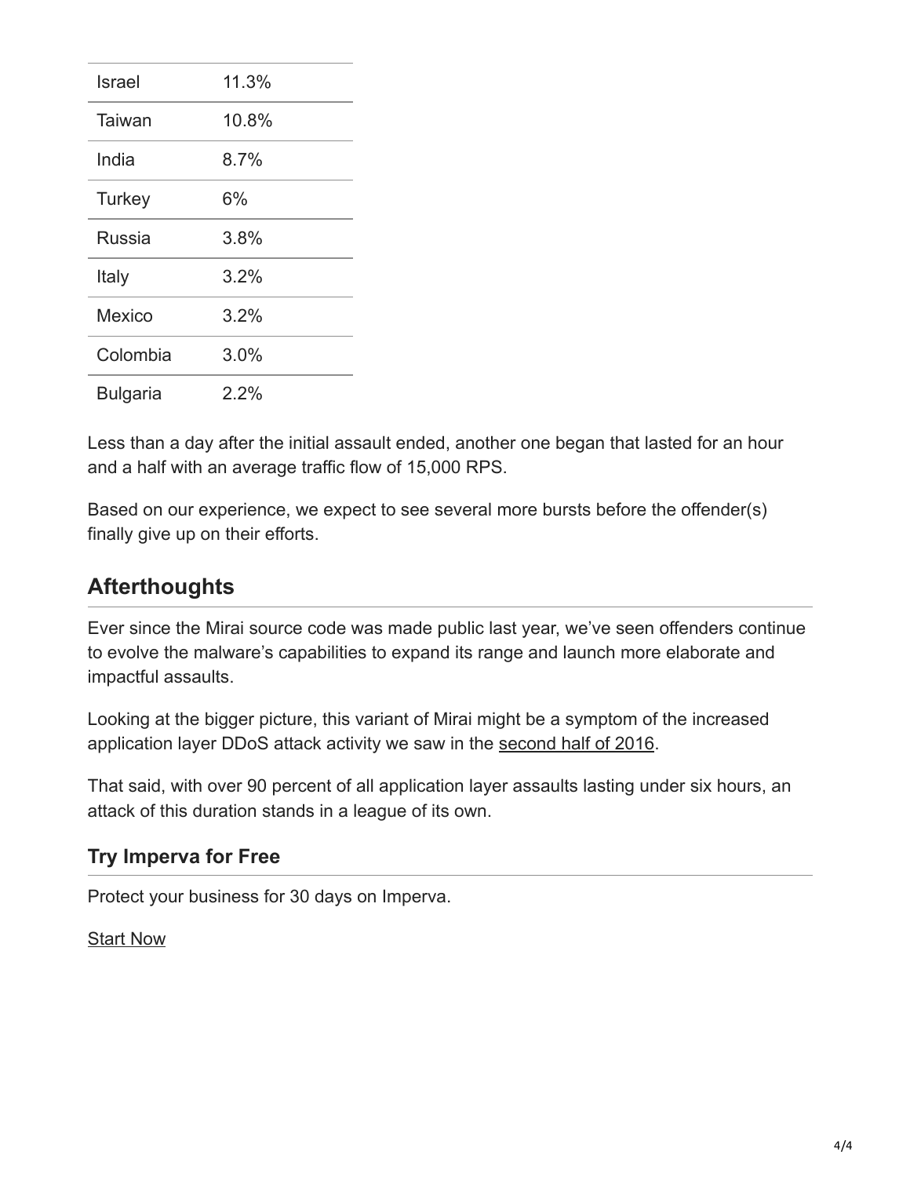| | |
|---|---|
| Israel | 11.3% |
| Taiwan | 10.8% |
| India | 8.7% |
| Turkey | 6% |
| Russia | 3.8% |
| Italy | 3.2% |
| Mexico | 3.2% |
| Colombia | 3.0% |
| Bulgaria | 2.2% |

Less than a day after the initial assault ended, another one began that lasted for an hour and a half with an average traffic flow of 15,000 RPS.

Based on our experience, we expect to see several more bursts before the offender(s) finally give up on their efforts.

## Afterthoughts

Ever since the Mirai source code was made public last year, we've seen offenders continue to evolve the malware's capabilities to expand its range and launch more elaborate and impactful assaults.

Looking at the bigger picture, this variant of Mirai might be a symptom of the increased application layer DDoS attack activity we saw in the second half of 2016.

That said, with over 90 percent of all application layer assaults lasting under six hours, an attack of this duration stands in a league of its own.

### Try Imperva for Free

Protect your business for 30 days on Imperva.

Start Now